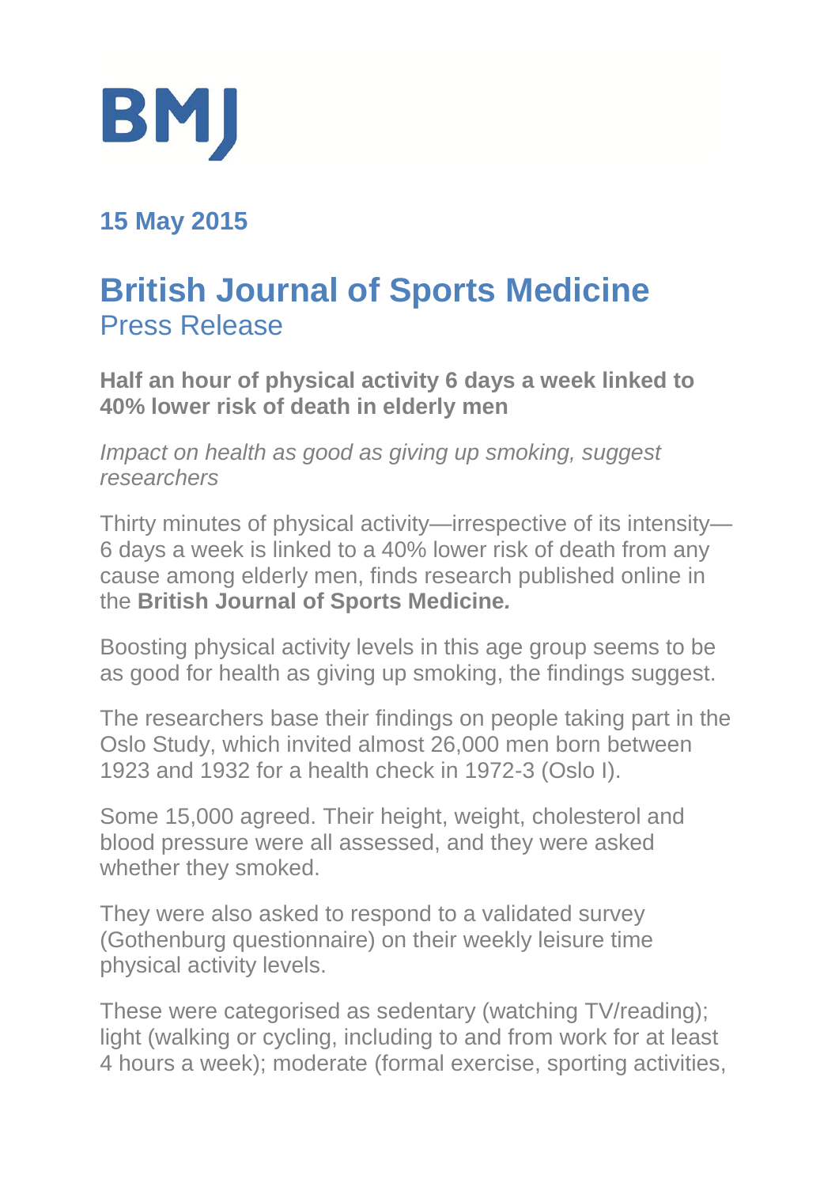BMJ

**15 May 2015**

# British Journal of Sports Medicine
## Press Release

**Half an hour of physical activity 6 days a week linked to 40% lower risk of death in elderly men**

*Impact on health as good as giving up smoking, suggest researchers*

Thirty minutes of physical activity—irrespective of its intensity—6 days a week is linked to a 40% lower risk of death from any cause among elderly men, finds research published online in the **British Journal of Sports Medicine***.*

Boosting physical activity levels in this age group seems to be as good for health as giving up smoking, the findings suggest.

The researchers base their findings on people taking part in the Oslo Study, which invited almost 26,000 men born between 1923 and 1932 for a health check in 1972-3 (Oslo I).

Some 15,000 agreed. Their height, weight, cholesterol and blood pressure were all assessed, and they were asked whether they smoked.

They were also asked to respond to a validated survey (Gothenburg questionnaire) on their weekly leisure time physical activity levels.

These were categorised as sedentary (watching TV/reading); light (walking or cycling, including to and from work for at least 4 hours a week); moderate (formal exercise, sporting activities,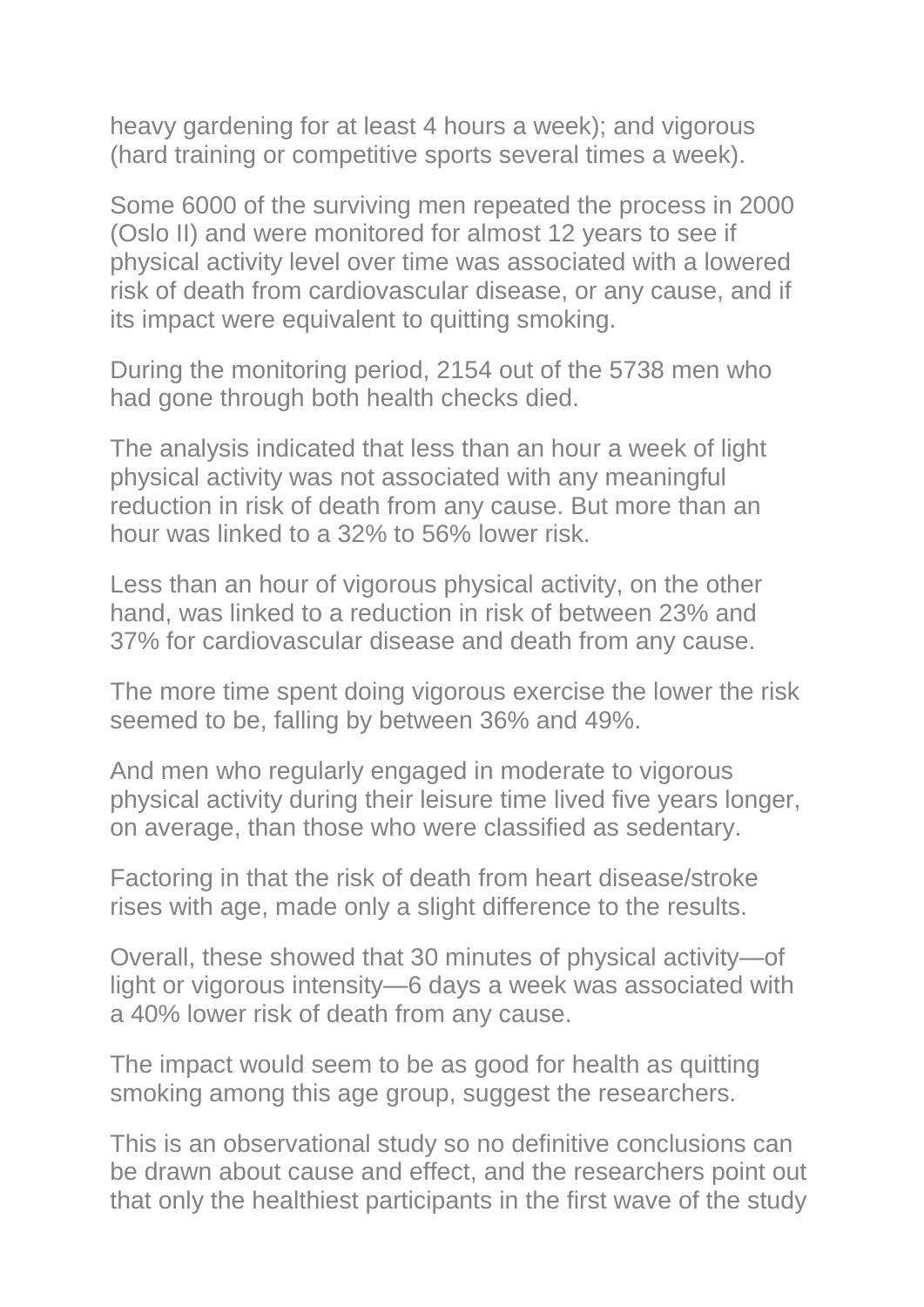heavy gardening for at least 4 hours a week); and vigorous (hard training or competitive sports several times a week).

Some 6000 of the surviving men repeated the process in 2000 (Oslo II) and were monitored for almost 12 years to see if physical activity level over time was associated with a lowered risk of death from cardiovascular disease, or any cause, and if its impact were equivalent to quitting smoking.

During the monitoring period, 2154 out of the 5738 men who had gone through both health checks died.

The analysis indicated that less than an hour a week of light physical activity was not associated with any meaningful reduction in risk of death from any cause. But more than an hour was linked to a 32% to 56% lower risk.

Less than an hour of vigorous physical activity, on the other hand, was linked to a reduction in risk of between 23% and 37% for cardiovascular disease and death from any cause.

The more time spent doing vigorous exercise the lower the risk seemed to be, falling by between 36% and 49%.

And men who regularly engaged in moderate to vigorous physical activity during their leisure time lived five years longer, on average, than those who were classified as sedentary.

Factoring in that the risk of death from heart disease/stroke rises with age, made only a slight difference to the results.

Overall, these showed that 30 minutes of physical activity—of light or vigorous intensity—6 days a week was associated with a 40% lower risk of death from any cause.

The impact would seem to be as good for health as quitting smoking among this age group, suggest the researchers.

This is an observational study so no definitive conclusions can be drawn about cause and effect, and the researchers point out that only the healthiest participants in the first wave of the study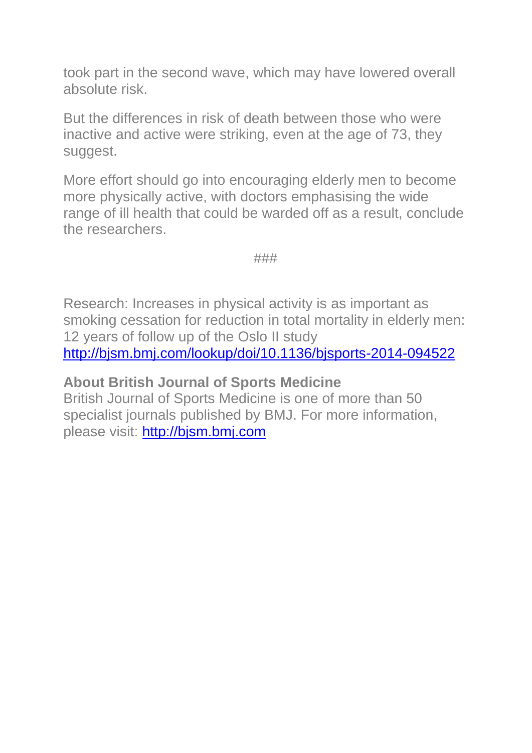took part in the second wave, which may have lowered overall absolute risk.

But the differences in risk of death between those who were inactive and active were striking, even at the age of 73, they suggest.

More effort should go into encouraging elderly men to become more physically active, with doctors emphasising the wide range of ill health that could be warded off as a result, conclude the researchers.

###

Research: Increases in physical activity is as important as smoking cessation for reduction in total mortality in elderly men: 12 years of follow up of the Oslo II study
http://bjsm.bmj.com/lookup/doi/10.1136/bjsports-2014-094522

**About British Journal of Sports Medicine**
British Journal of Sports Medicine is one of more than 50 specialist journals published by BMJ. For more information, please visit: http://bjsm.bmj.com